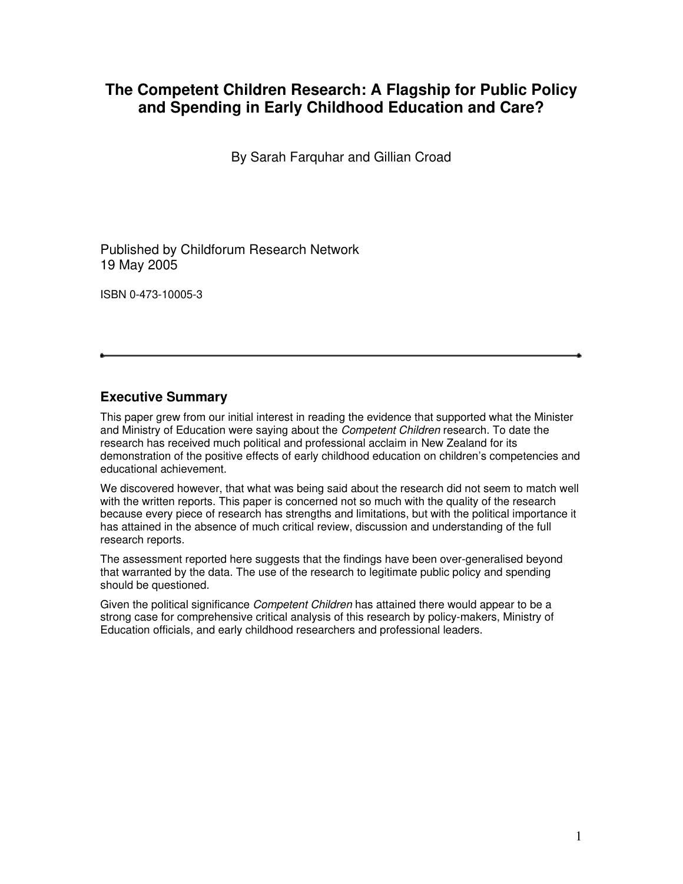# The Competent Children Research: A Flagship for Public Policy and Spending in Early Childhood Education and Care?

By Sarah Farquhar and Gillian Croad

Published by Childforum Research Network
19 May 2005

ISBN 0-473-10005-3

---

## Executive Summary

This paper grew from our initial interest in reading the evidence that supported what the Minister and Ministry of Education were saying about the *Competent Children* research. To date the research has received much political and professional acclaim in New Zealand for its demonstration of the positive effects of early childhood education on children's competencies and educational achievement.

We discovered however, that what was being said about the research did not seem to match well with the written reports. This paper is concerned not so much with the quality of the research because every piece of research has strengths and limitations, but with the political importance it has attained in the absence of much critical review, discussion and understanding of the full research reports.

The assessment reported here suggests that the findings have been over-generalised beyond that warranted by the data. The use of the research to legitimate public policy and spending should be questioned.

Given the political significance *Competent Children* has attained there would appear to be a strong case for comprehensive critical analysis of this research by policy-makers, Ministry of Education officials, and early childhood researchers and professional leaders.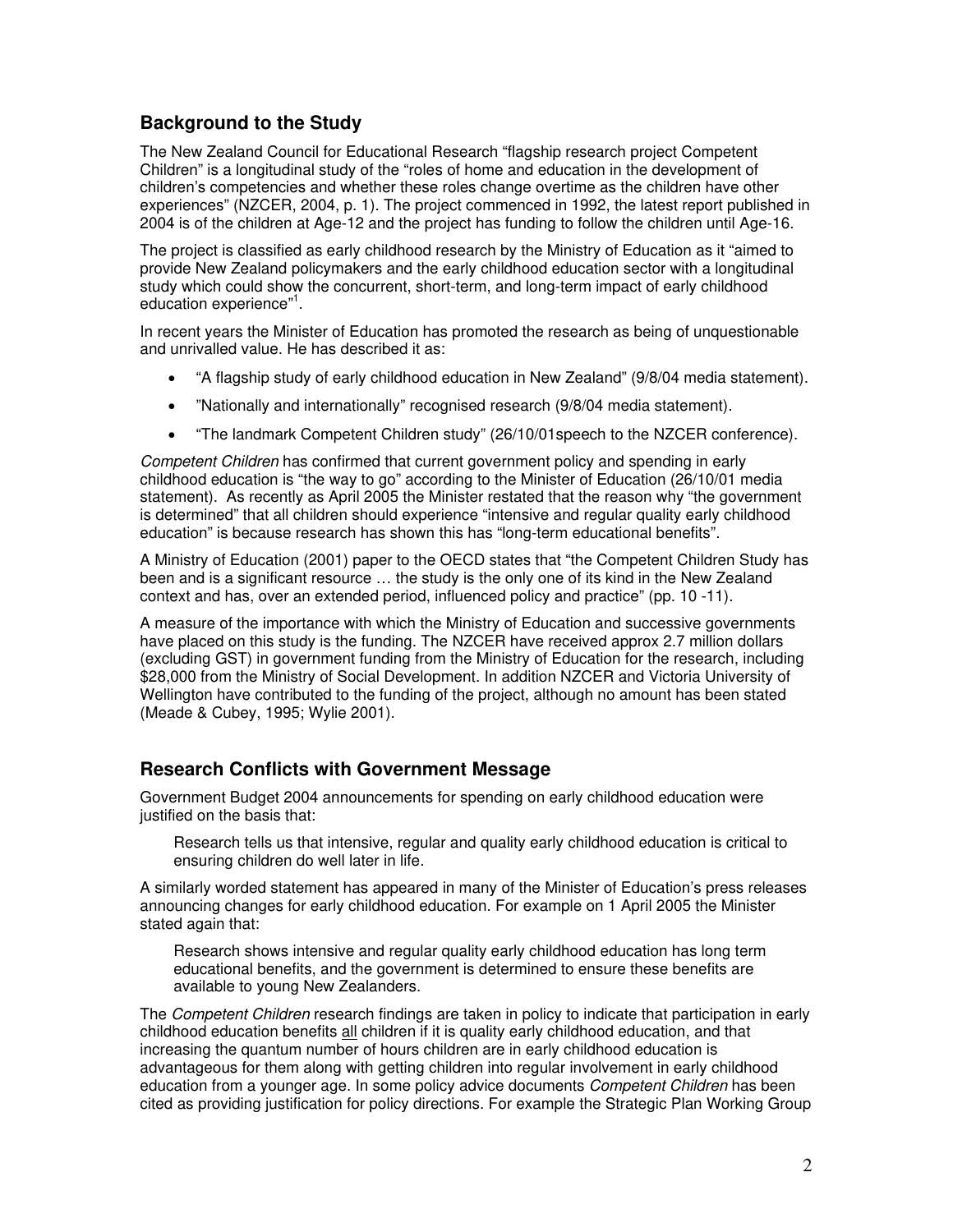## Background to the Study

The New Zealand Council for Educational Research "flagship research project Competent Children" is a longitudinal study of the "roles of home and education in the development of children's competencies and whether these roles change overtime as the children have other experiences" (NZCER, 2004, p. 1). The project commenced in 1992, the latest report published in 2004 is of the children at Age-12 and the project has funding to follow the children until Age-16.

The project is classified as early childhood research by the Ministry of Education as it "aimed to provide New Zealand policymakers and the early childhood education sector with a longitudinal study which could show the concurrent, short-term, and long-term impact of early childhood education experience"[1].

In recent years the Minister of Education has promoted the research as being of unquestionable and unrivalled value. He has described it as:

- "A flagship study of early childhood education in New Zealand" (9/8/04 media statement).
- "Nationally and internationally" recognised research (9/8/04 media statement).
- "The landmark Competent Children study" (26/10/01speech to the NZCER conference).

*Competent Children* has confirmed that current government policy and spending in early childhood education is "the way to go" according to the Minister of Education (26/10/01 media statement). As recently as April 2005 the Minister restated that the reason why "the government is determined" that all children should experience "intensive and regular quality early childhood education" is because research has shown this has "long-term educational benefits".

A Ministry of Education (2001) paper to the OECD states that "the Competent Children Study has been and is a significant resource … the study is the only one of its kind in the New Zealand context and has, over an extended period, influenced policy and practice" (pp. 10 -11).

A measure of the importance with which the Ministry of Education and successive governments have placed on this study is the funding. The NZCER have received approx 2.7 million dollars (excluding GST) in government funding from the Ministry of Education for the research, including $28,000 from the Ministry of Social Development. In addition NZCER and Victoria University of Wellington have contributed to the funding of the project, although no amount has been stated (Meade & Cubey, 1995; Wylie 2001).

## Research Conflicts with Government Message

Government Budget 2004 announcements for spending on early childhood education were justified on the basis that:

> Research tells us that intensive, regular and quality early childhood education is critical to ensuring children do well later in life.

A similarly worded statement has appeared in many of the Minister of Education's press releases announcing changes for early childhood education. For example on 1 April 2005 the Minister stated again that:

> Research shows intensive and regular quality early childhood education has long term educational benefits, and the government is determined to ensure these benefits are available to young New Zealanders.

The *Competent Children* research findings are taken in policy to indicate that participation in early childhood education benefits all children if it is quality early childhood education, and that increasing the quantum number of hours children are in early childhood education is advantageous for them along with getting children into regular involvement in early childhood education from a younger age. In some policy advice documents *Competent Children* has been cited as providing justification for policy directions. For example the Strategic Plan Working Group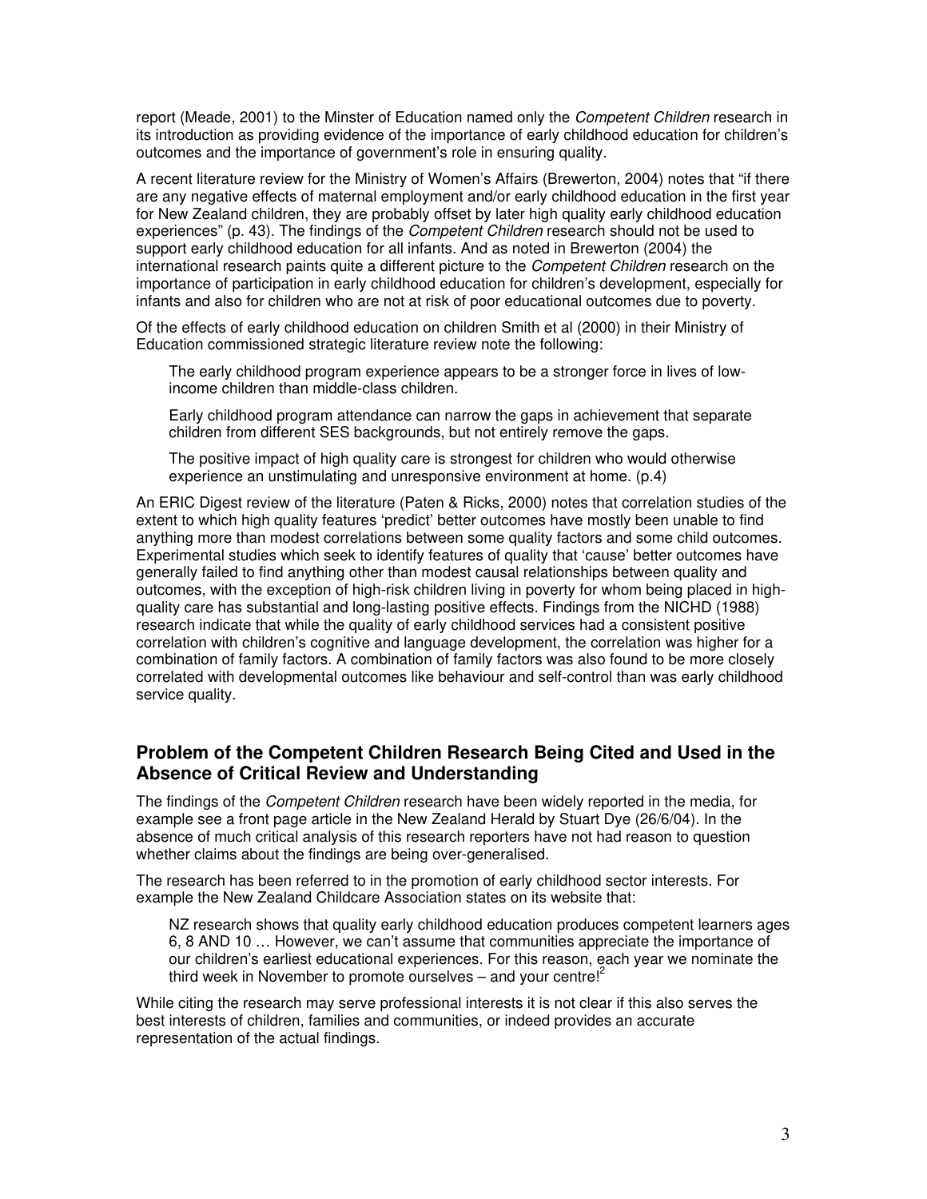report (Meade, 2001) to the Minster of Education named only the *Competent Children* research in its introduction as providing evidence of the importance of early childhood education for children's outcomes and the importance of government's role in ensuring quality.

A recent literature review for the Ministry of Women's Affairs (Brewerton, 2004) notes that "if there are any negative effects of maternal employment and/or early childhood education in the first year for New Zealand children, they are probably offset by later high quality early childhood education experiences" (p. 43). The findings of the *Competent Children* research should not be used to support early childhood education for all infants. And as noted in Brewerton (2004) the international research paints quite a different picture to the *Competent Children* research on the importance of participation in early childhood education for children's development, especially for infants and also for children who are not at risk of poor educational outcomes due to poverty.

Of the effects of early childhood education on children Smith et al (2000) in their Ministry of Education commissioned strategic literature review note the following:

> The early childhood program experience appears to be a stronger force in lives of low-income children than middle-class children.
>
> Early childhood program attendance can narrow the gaps in achievement that separate children from different SES backgrounds, but not entirely remove the gaps.
>
> The positive impact of high quality care is strongest for children who would otherwise experience an unstimulating and unresponsive environment at home. (p.4)

An ERIC Digest review of the literature (Paten & Ricks, 2000) notes that correlation studies of the extent to which high quality features 'predict' better outcomes have mostly been unable to find anything more than modest correlations between some quality factors and some child outcomes. Experimental studies which seek to identify features of quality that 'cause' better outcomes have generally failed to find anything other than modest causal relationships between quality and outcomes, with the exception of high-risk children living in poverty for whom being placed in high-quality care has substantial and long-lasting positive effects. Findings from the NICHD (1988) research indicate that while the quality of early childhood services had a consistent positive correlation with children's cognitive and language development, the correlation was higher for a combination of family factors. A combination of family factors was also found to be more closely correlated with developmental outcomes like behaviour and self-control than was early childhood service quality.

## Problem of the Competent Children Research Being Cited and Used in the Absence of Critical Review and Understanding

The findings of the *Competent Children* research have been widely reported in the media, for example see a front page article in the New Zealand Herald by Stuart Dye (26/6/04). In the absence of much critical analysis of this research reporters have not had reason to question whether claims about the findings are being over-generalised.

The research has been referred to in the promotion of early childhood sector interests. For example the New Zealand Childcare Association states on its website that:

> NZ research shows that quality early childhood education produces competent learners ages 6, 8 AND 10 … However, we can't assume that communities appreciate the importance of our children's earliest educational experiences. For this reason, each year we nominate the third week in November to promote ourselves – and your centre![2]

While citing the research may serve professional interests it is not clear if this also serves the best interests of children, families and communities, or indeed provides an accurate representation of the actual findings.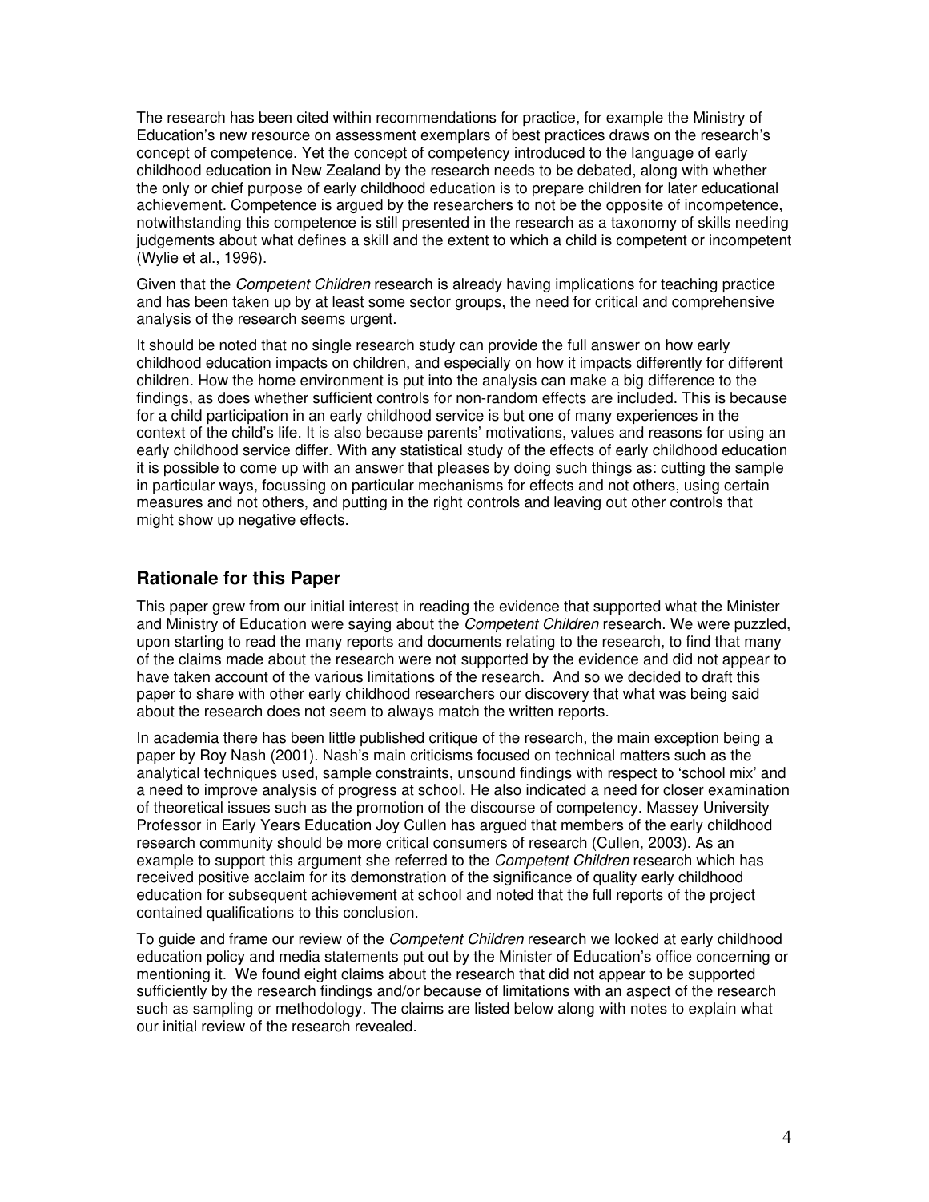The research has been cited within recommendations for practice, for example the Ministry of Education's new resource on assessment exemplars of best practices draws on the research's concept of competence. Yet the concept of competency introduced to the language of early childhood education in New Zealand by the research needs to be debated, along with whether the only or chief purpose of early childhood education is to prepare children for later educational achievement. Competence is argued by the researchers to not be the opposite of incompetence, notwithstanding this competence is still presented in the research as a taxonomy of skills needing judgements about what defines a skill and the extent to which a child is competent or incompetent (Wylie et al., 1996).

Given that the *Competent Children* research is already having implications for teaching practice and has been taken up by at least some sector groups, the need for critical and comprehensive analysis of the research seems urgent.

It should be noted that no single research study can provide the full answer on how early childhood education impacts on children, and especially on how it impacts differently for different children. How the home environment is put into the analysis can make a big difference to the findings, as does whether sufficient controls for non-random effects are included. This is because for a child participation in an early childhood service is but one of many experiences in the context of the child's life. It is also because parents' motivations, values and reasons for using an early childhood service differ. With any statistical study of the effects of early childhood education it is possible to come up with an answer that pleases by doing such things as: cutting the sample in particular ways, focussing on particular mechanisms for effects and not others, using certain measures and not others, and putting in the right controls and leaving out other controls that might show up negative effects.

## Rationale for this Paper

This paper grew from our initial interest in reading the evidence that supported what the Minister and Ministry of Education were saying about the *Competent Children* research. We were puzzled, upon starting to read the many reports and documents relating to the research, to find that many of the claims made about the research were not supported by the evidence and did not appear to have taken account of the various limitations of the research. And so we decided to draft this paper to share with other early childhood researchers our discovery that what was being said about the research does not seem to always match the written reports.

In academia there has been little published critique of the research, the main exception being a paper by Roy Nash (2001). Nash's main criticisms focused on technical matters such as the analytical techniques used, sample constraints, unsound findings with respect to 'school mix' and a need to improve analysis of progress at school. He also indicated a need for closer examination of theoretical issues such as the promotion of the discourse of competency. Massey University Professor in Early Years Education Joy Cullen has argued that members of the early childhood research community should be more critical consumers of research (Cullen, 2003). As an example to support this argument she referred to the *Competent Children* research which has received positive acclaim for its demonstration of the significance of quality early childhood education for subsequent achievement at school and noted that the full reports of the project contained qualifications to this conclusion.

To guide and frame our review of the *Competent Children* research we looked at early childhood education policy and media statements put out by the Minister of Education's office concerning or mentioning it. We found eight claims about the research that did not appear to be supported sufficiently by the research findings and/or because of limitations with an aspect of the research such as sampling or methodology. The claims are listed below along with notes to explain what our initial review of the research revealed.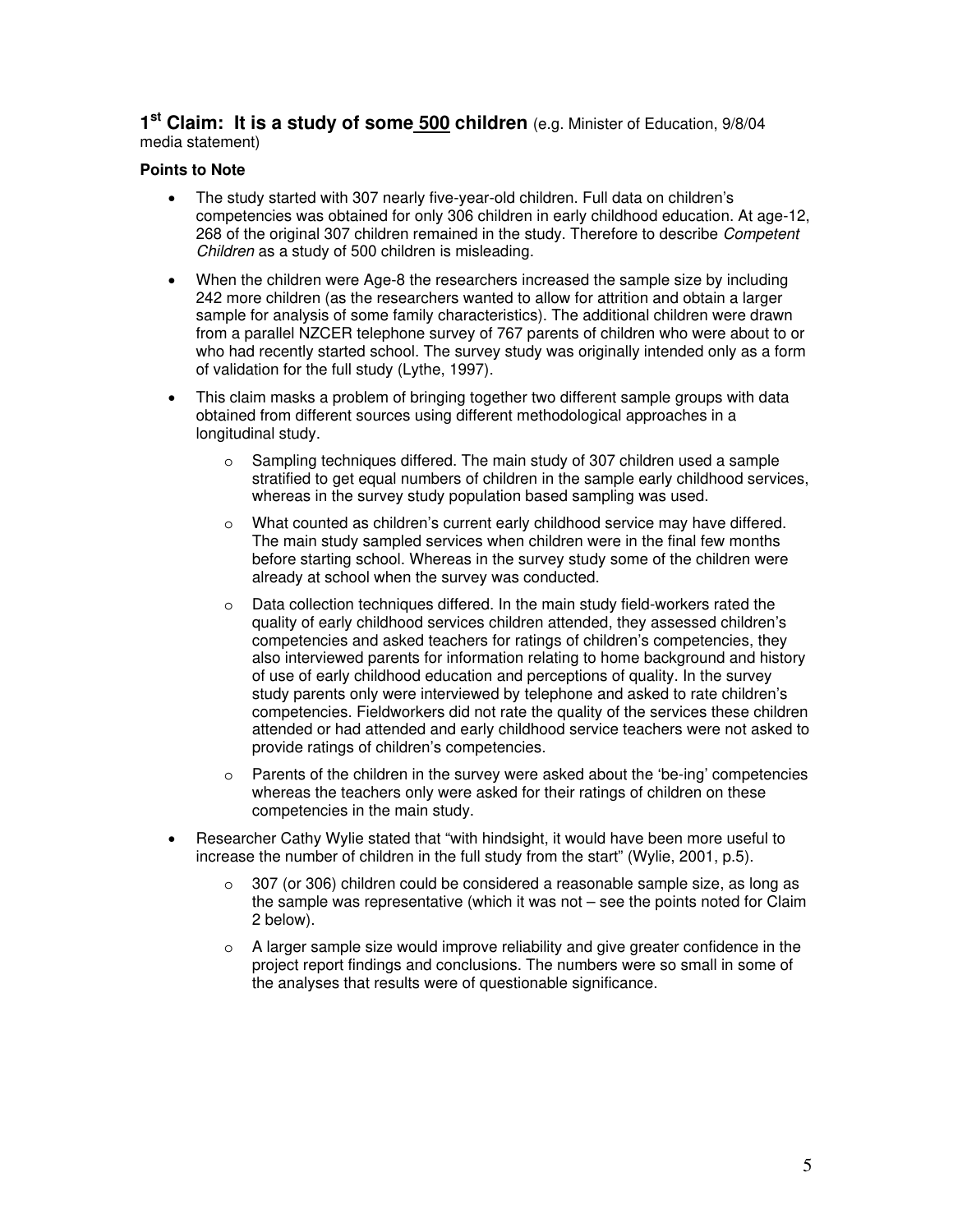**1[st] Claim: It is a study of some 500 children** (e.g. Minister of Education, 9/8/04 media statement)

**Points to Note**

- The study started with 307 nearly five-year-old children. Full data on children's competencies was obtained for only 306 children in early childhood education. At age-12, 268 of the original 307 children remained in the study. Therefore to describe *Competent Children* as a study of 500 children is misleading.
- When the children were Age-8 the researchers increased the sample size by including 242 more children (as the researchers wanted to allow for attrition and obtain a larger sample for analysis of some family characteristics). The additional children were drawn from a parallel NZCER telephone survey of 767 parents of children who were about to or who had recently started school. The survey study was originally intended only as a form of validation for the full study (Lythe, 1997).
- This claim masks a problem of bringing together two different sample groups with data obtained from different sources using different methodological approaches in a longitudinal study.
    - Sampling techniques differed. The main study of 307 children used a sample stratified to get equal numbers of children in the sample early childhood services, whereas in the survey study population based sampling was used.
    - What counted as children's current early childhood service may have differed. The main study sampled services when children were in the final few months before starting school. Whereas in the survey study some of the children were already at school when the survey was conducted.
    - Data collection techniques differed. In the main study field-workers rated the quality of early childhood services children attended, they assessed children's competencies and asked teachers for ratings of children's competencies, they also interviewed parents for information relating to home background and history of use of early childhood education and perceptions of quality. In the survey study parents only were interviewed by telephone and asked to rate children's competencies. Fieldworkers did not rate the quality of the services these children attended or had attended and early childhood service teachers were not asked to provide ratings of children's competencies.
    - Parents of the children in the survey were asked about the 'be-ing' competencies whereas the teachers only were asked for their ratings of children on these competencies in the main study.
- Researcher Cathy Wylie stated that "with hindsight, it would have been more useful to increase the number of children in the full study from the start" (Wylie, 2001, p.5).
    - 307 (or 306) children could be considered a reasonable sample size, as long as the sample was representative (which it was not – see the points noted for Claim 2 below).
    - A larger sample size would improve reliability and give greater confidence in the project report findings and conclusions. The numbers were so small in some of the analyses that results were of questionable significance.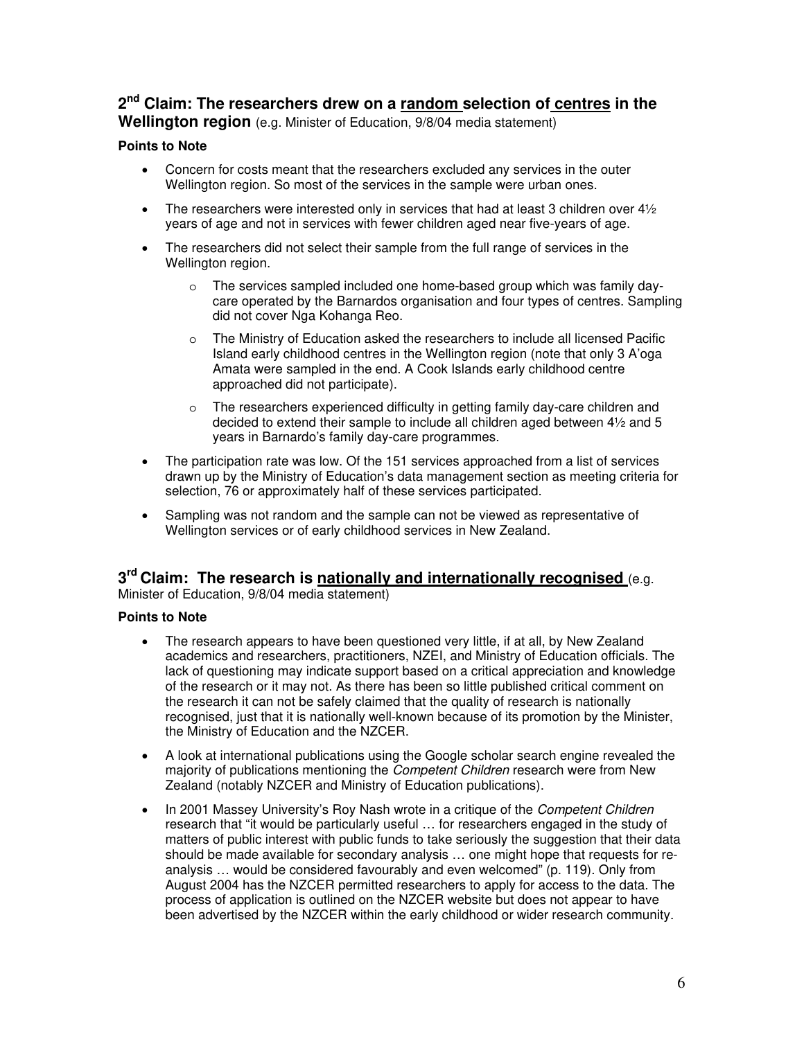## 2nd Claim: The researchers drew on a <u>random</u> selection of <u>centres</u> in the Wellington region (e.g. Minister of Education, 9/8/04 media statement)

**Points to Note**

- Concern for costs meant that the researchers excluded any services in the outer Wellington region. So most of the services in the sample were urban ones.
- The researchers were interested only in services that had at least 3 children over 4½ years of age and not in services with fewer children aged near five-years of age.
- The researchers did not select their sample from the full range of services in the Wellington region.
  - The services sampled included one home-based group which was family day-care operated by the Barnardos organisation and four types of centres. Sampling did not cover Nga Kohanga Reo.
  - The Ministry of Education asked the researchers to include all licensed Pacific Island early childhood centres in the Wellington region (note that only 3 A'oga Amata were sampled in the end. A Cook Islands early childhood centre approached did not participate).
  - The researchers experienced difficulty in getting family day-care children and decided to extend their sample to include all children aged between 4½ and 5 years in Barnardo's family day-care programmes.
- The participation rate was low. Of the 151 services approached from a list of services drawn up by the Ministry of Education's data management section as meeting criteria for selection, 76 or approximately half of these services participated.
- Sampling was not random and the sample can not be viewed as representative of Wellington services or of early childhood services in New Zealand.

## 3rd Claim: The research is <u>nationally and internationally recognised</u> (e.g. Minister of Education, 9/8/04 media statement)

**Points to Note**

- The research appears to have been questioned very little, if at all, by New Zealand academics and researchers, practitioners, NZEI, and Ministry of Education officials. The lack of questioning may indicate support based on a critical appreciation and knowledge of the research or it may not. As there has been so little published critical comment on the research it can not be safely claimed that the quality of research is nationally recognised, just that it is nationally well-known because of its promotion by the Minister, the Ministry of Education and the NZCER.
- A look at international publications using the Google scholar search engine revealed the majority of publications mentioning the *Competent Children* research were from New Zealand (notably NZCER and Ministry of Education publications).
- In 2001 Massey University's Roy Nash wrote in a critique of the *Competent Children* research that "it would be particularly useful … for researchers engaged in the study of matters of public interest with public funds to take seriously the suggestion that their data should be made available for secondary analysis … one might hope that requests for re-analysis … would be considered favourably and even welcomed" (p. 119). Only from August 2004 has the NZCER permitted researchers to apply for access to the data. The process of application is outlined on the NZCER website but does not appear to have been advertised by the NZCER within the early childhood or wider research community.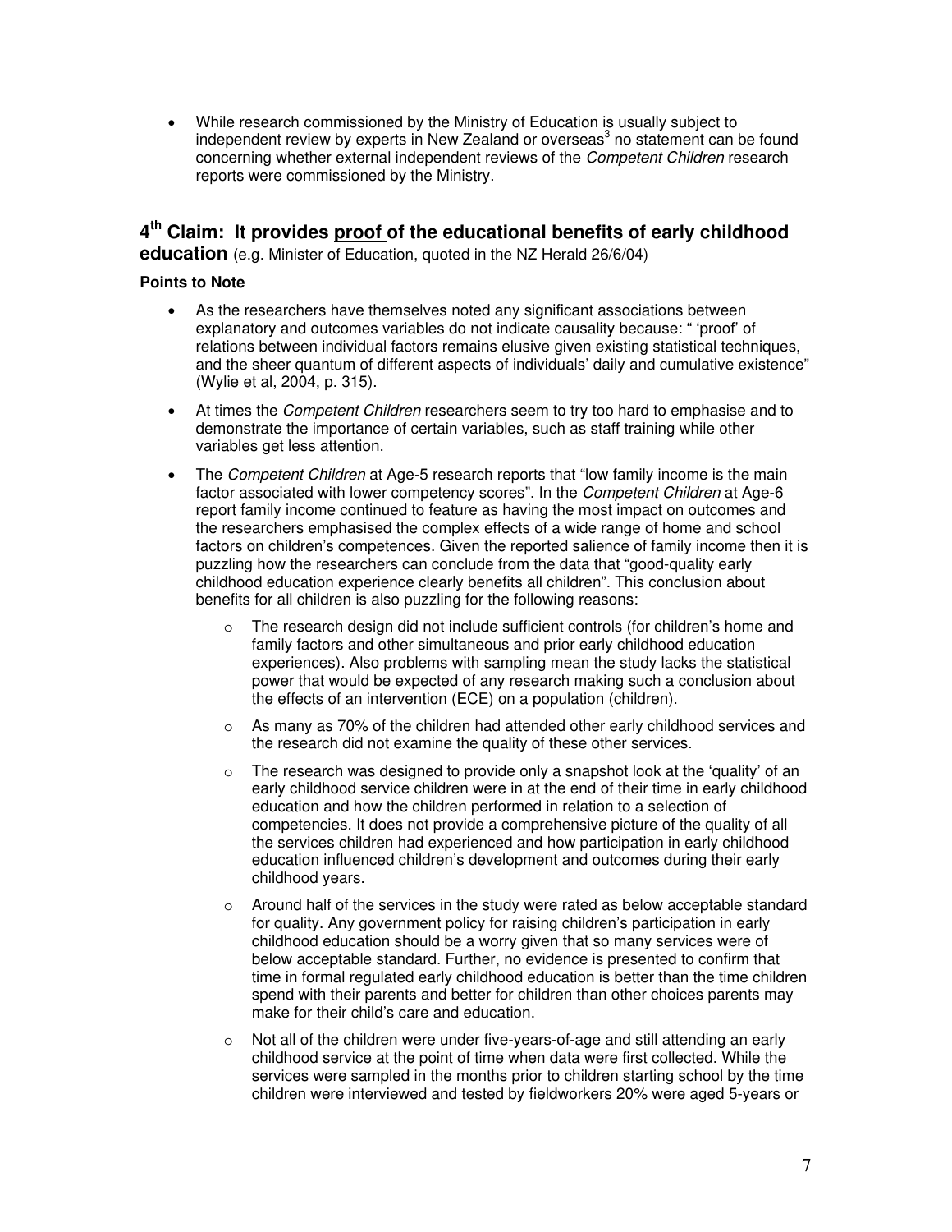- While research commissioned by the Ministry of Education is usually subject to independent review by experts in New Zealand or overseas[3] no statement can be found concerning whether external independent reviews of the *Competent Children* research reports were commissioned by the Ministry.

## 4th Claim: It provides proof of the educational benefits of early childhood education (e.g. Minister of Education, quoted in the NZ Herald 26/6/04)

**Points to Note**

- As the researchers have themselves noted any significant associations between explanatory and outcomes variables do not indicate causality because: " 'proof' of relations between individual factors remains elusive given existing statistical techniques, and the sheer quantum of different aspects of individuals' daily and cumulative existence" (Wylie et al, 2004, p. 315).
- At times the *Competent Children* researchers seem to try too hard to emphasise and to demonstrate the importance of certain variables, such as staff training while other variables get less attention.
- The *Competent Children* at Age-5 research reports that "low family income is the main factor associated with lower competency scores". In the *Competent Children* at Age-6 report family income continued to feature as having the most impact on outcomes and the researchers emphasised the complex effects of a wide range of home and school factors on children's competences. Given the reported salience of family income then it is puzzling how the researchers can conclude from the data that "good-quality early childhood education experience clearly benefits all children". This conclusion about benefits for all children is also puzzling for the following reasons:
  - The research design did not include sufficient controls (for children's home and family factors and other simultaneous and prior early childhood education experiences). Also problems with sampling mean the study lacks the statistical power that would be expected of any research making such a conclusion about the effects of an intervention (ECE) on a population (children).
  - As many as 70% of the children had attended other early childhood services and the research did not examine the quality of these other services.
  - The research was designed to provide only a snapshot look at the 'quality' of an early childhood service children were in at the end of their time in early childhood education and how the children performed in relation to a selection of competencies. It does not provide a comprehensive picture of the quality of all the services children had experienced and how participation in early childhood education influenced children's development and outcomes during their early childhood years.
  - Around half of the services in the study were rated as below acceptable standard for quality. Any government policy for raising children's participation in early childhood education should be a worry given that so many services were of below acceptable standard. Further, no evidence is presented to confirm that time in formal regulated early childhood education is better than the time children spend with their parents and better for children than other choices parents may make for their child's care and education.
  - Not all of the children were under five-years-of-age and still attending an early childhood service at the point of time when data were first collected. While the services were sampled in the months prior to children starting school by the time children were interviewed and tested by fieldworkers 20% were aged 5-years or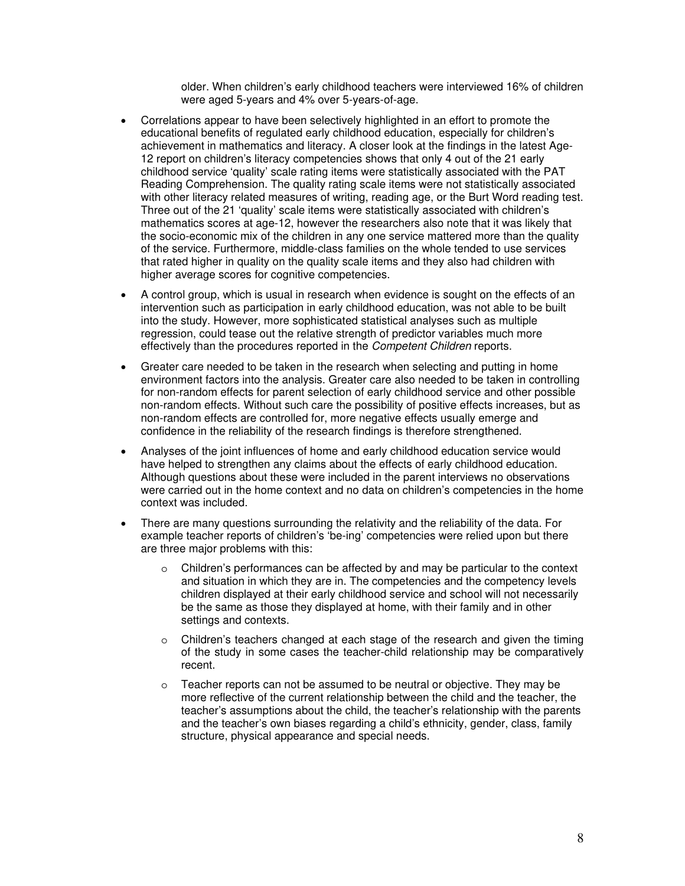older. When children's early childhood teachers were interviewed 16% of children were aged 5-years and 4% over 5-years-of-age.

- Correlations appear to have been selectively highlighted in an effort to promote the educational benefits of regulated early childhood education, especially for children's achievement in mathematics and literacy. A closer look at the findings in the latest Age-12 report on children's literacy competencies shows that only 4 out of the 21 early childhood service 'quality' scale rating items were statistically associated with the PAT Reading Comprehension. The quality rating scale items were not statistically associated with other literacy related measures of writing, reading age, or the Burt Word reading test. Three out of the 21 'quality' scale items were statistically associated with children's mathematics scores at age-12, however the researchers also note that it was likely that the socio-economic mix of the children in any one service mattered more than the quality of the service. Furthermore, middle-class families on the whole tended to use services that rated higher in quality on the quality scale items and they also had children with higher average scores for cognitive competencies.
- A control group, which is usual in research when evidence is sought on the effects of an intervention such as participation in early childhood education, was not able to be built into the study. However, more sophisticated statistical analyses such as multiple regression, could tease out the relative strength of predictor variables much more effectively than the procedures reported in the *Competent Children* reports.
- Greater care needed to be taken in the research when selecting and putting in home environment factors into the analysis. Greater care also needed to be taken in controlling for non-random effects for parent selection of early childhood service and other possible non-random effects. Without such care the possibility of positive effects increases, but as non-random effects are controlled for, more negative effects usually emerge and confidence in the reliability of the research findings is therefore strengthened.
- Analyses of the joint influences of home and early childhood education service would have helped to strengthen any claims about the effects of early childhood education. Although questions about these were included in the parent interviews no observations were carried out in the home context and no data on children's competencies in the home context was included.
- There are many questions surrounding the relativity and the reliability of the data. For example teacher reports of children's 'be-ing' competencies were relied upon but there are three major problems with this:
  - Children's performances can be affected by and may be particular to the context and situation in which they are in. The competencies and the competency levels children displayed at their early childhood service and school will not necessarily be the same as those they displayed at home, with their family and in other settings and contexts.
  - Children's teachers changed at each stage of the research and given the timing of the study in some cases the teacher-child relationship may be comparatively recent.
  - Teacher reports can not be assumed to be neutral or objective. They may be more reflective of the current relationship between the child and the teacher, the teacher's assumptions about the child, the teacher's relationship with the parents and the teacher's own biases regarding a child's ethnicity, gender, class, family structure, physical appearance and special needs.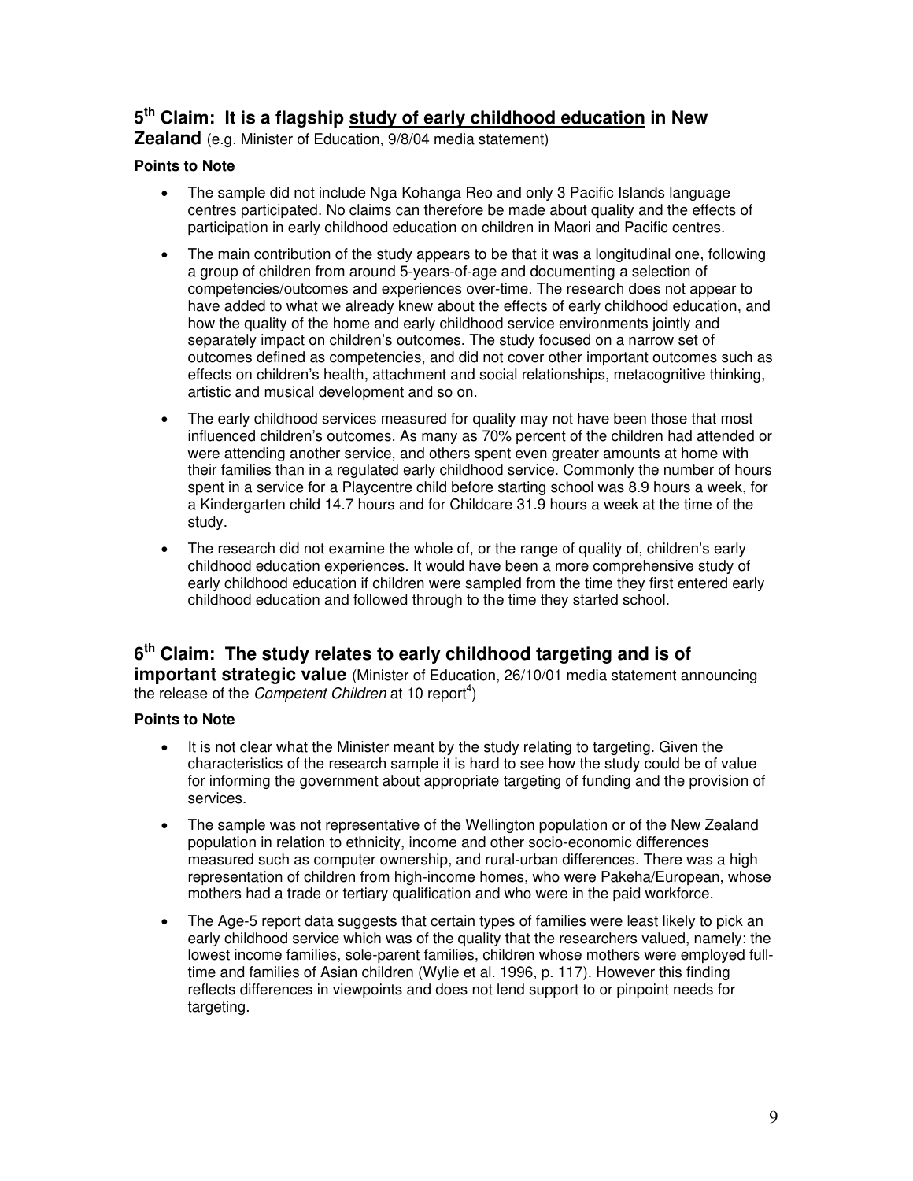## 5th Claim: It is a flagship study of early childhood education in New Zealand (e.g. Minister of Education, 9/8/04 media statement)

**Points to Note**

- The sample did not include Nga Kohanga Reo and only 3 Pacific Islands language centres participated. No claims can therefore be made about quality and the effects of participation in early childhood education on children in Maori and Pacific centres.
- The main contribution of the study appears to be that it was a longitudinal one, following a group of children from around 5-years-of-age and documenting a selection of competencies/outcomes and experiences over-time. The research does not appear to have added to what we already knew about the effects of early childhood education, and how the quality of the home and early childhood service environments jointly and separately impact on children's outcomes. The study focused on a narrow set of outcomes defined as competencies, and did not cover other important outcomes such as effects on children's health, attachment and social relationships, metacognitive thinking, artistic and musical development and so on.
- The early childhood services measured for quality may not have been those that most influenced children's outcomes. As many as 70% percent of the children had attended or were attending another service, and others spent even greater amounts at home with their families than in a regulated early childhood service. Commonly the number of hours spent in a service for a Playcentre child before starting school was 8.9 hours a week, for a Kindergarten child 14.7 hours and for Childcare 31.9 hours a week at the time of the study.
- The research did not examine the whole of, or the range of quality of, children's early childhood education experiences. It would have been a more comprehensive study of early childhood education if children were sampled from the time they first entered early childhood education and followed through to the time they started school.

## 6th Claim: The study relates to early childhood targeting and is of important strategic value (Minister of Education, 26/10/01 media statement announcing the release of the *Competent Children* at 10 report[4])

**Points to Note**

- It is not clear what the Minister meant by the study relating to targeting. Given the characteristics of the research sample it is hard to see how the study could be of value for informing the government about appropriate targeting of funding and the provision of services.
- The sample was not representative of the Wellington population or of the New Zealand population in relation to ethnicity, income and other socio-economic differences measured such as computer ownership, and rural-urban differences. There was a high representation of children from high-income homes, who were Pakeha/European, whose mothers had a trade or tertiary qualification and who were in the paid workforce.
- The Age-5 report data suggests that certain types of families were least likely to pick an early childhood service which was of the quality that the researchers valued, namely: the lowest income families, sole-parent families, children whose mothers were employed full-time and families of Asian children (Wylie et al. 1996, p. 117). However this finding reflects differences in viewpoints and does not lend support to or pinpoint needs for targeting.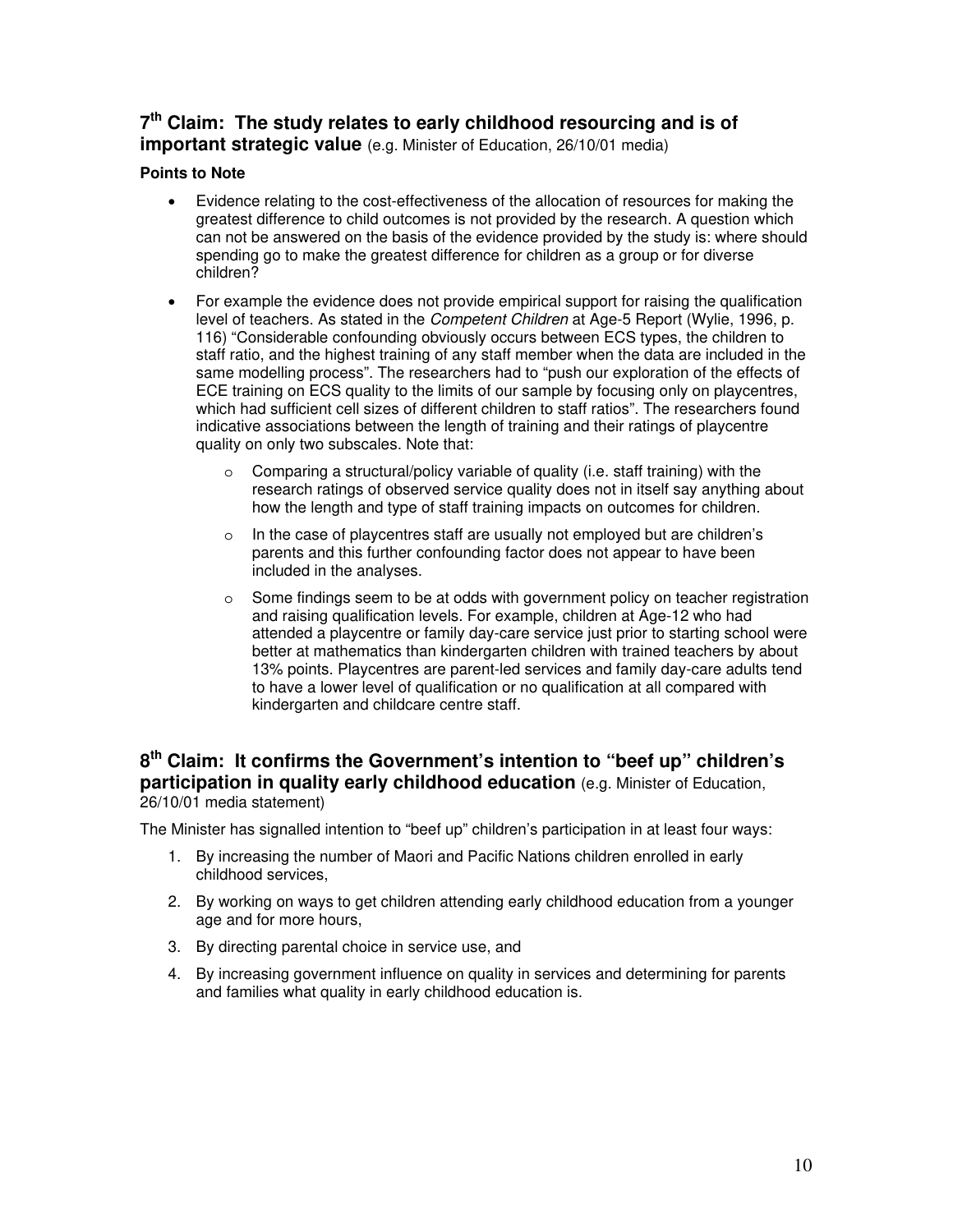## 7th Claim: The study relates to early childhood resourcing and is of important strategic value (e.g. Minister of Education, 26/10/01 media)

**Points to Note**

- Evidence relating to the cost-effectiveness of the allocation of resources for making the greatest difference to child outcomes is not provided by the research. A question which can not be answered on the basis of the evidence provided by the study is: where should spending go to make the greatest difference for children as a group or for diverse children?
- For example the evidence does not provide empirical support for raising the qualification level of teachers. As stated in the *Competent Children* at Age-5 Report (Wylie, 1996, p. 116) "Considerable confounding obviously occurs between ECS types, the children to staff ratio, and the highest training of any staff member when the data are included in the same modelling process". The researchers had to "push our exploration of the effects of ECE training on ECS quality to the limits of our sample by focusing only on playcentres, which had sufficient cell sizes of different children to staff ratios". The researchers found indicative associations between the length of training and their ratings of playcentre quality on only two subscales. Note that:
  - Comparing a structural/policy variable of quality (i.e. staff training) with the research ratings of observed service quality does not in itself say anything about how the length and type of staff training impacts on outcomes for children.
  - In the case of playcentres staff are usually not employed but are children's parents and this further confounding factor does not appear to have been included in the analyses.
  - Some findings seem to be at odds with government policy on teacher registration and raising qualification levels. For example, children at Age-12 who had attended a playcentre or family day-care service just prior to starting school were better at mathematics than kindergarten children with trained teachers by about 13% points. Playcentres are parent-led services and family day-care adults tend to have a lower level of qualification or no qualification at all compared with kindergarten and childcare centre staff.

## 8th Claim: It confirms the Government's intention to "beef up" children's participation in quality early childhood education (e.g. Minister of Education, 26/10/01 media statement)

The Minister has signalled intention to "beef up" children's participation in at least four ways:

1. By increasing the number of Maori and Pacific Nations children enrolled in early childhood services,
2. By working on ways to get children attending early childhood education from a younger age and for more hours,
3. By directing parental choice in service use, and
4. By increasing government influence on quality in services and determining for parents and families what quality in early childhood education is.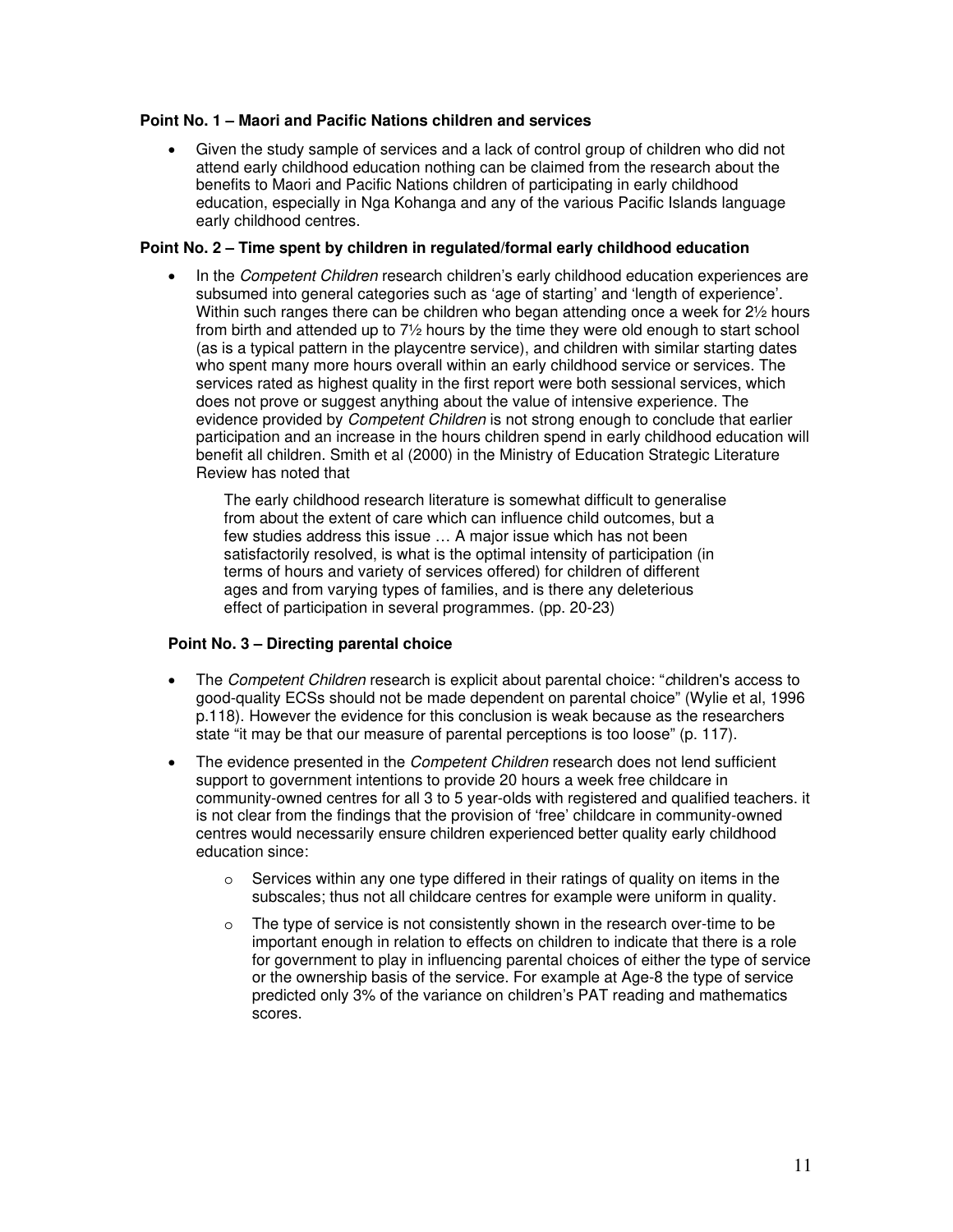**Point No. 1 – Maori and Pacific Nations children and services**

- Given the study sample of services and a lack of control group of children who did not attend early childhood education nothing can be claimed from the research about the benefits to Maori and Pacific Nations children of participating in early childhood education, especially in Nga Kohanga and any of the various Pacific Islands language early childhood centres.

**Point No. 2 – Time spent by children in regulated/formal early childhood education**

- In the *Competent Children* research children's early childhood education experiences are subsumed into general categories such as 'age of starting' and 'length of experience'. Within such ranges there can be children who began attending once a week for 2½ hours from birth and attended up to 7½ hours by the time they were old enough to start school (as is a typical pattern in the playcentre service), and children with similar starting dates who spent many more hours overall within an early childhood service or services. The services rated as highest quality in the first report were both sessional services, which does not prove or suggest anything about the value of intensive experience. The evidence provided by *Competent Children* is not strong enough to conclude that earlier participation and an increase in the hours children spend in early childhood education will benefit all children. Smith et al (2000) in the Ministry of Education Strategic Literature Review has noted that

  > The early childhood research literature is somewhat difficult to generalise from about the extent of care which can influence child outcomes, but a few studies address this issue … A major issue which has not been satisfactorily resolved, is what is the optimal intensity of participation (in terms of hours and variety of services offered) for children of different ages and from varying types of families, and is there any deleterious effect of participation in several programmes. (pp. 20-23)

**Point No. 3 – Directing parental choice**

- The *Competent Children* research is explicit about parental choice: "*c*hildren's access to good-quality ECSs should not be made dependent on parental choice" (Wylie et al, 1996 p.118). However the evidence for this conclusion is weak because as the researchers state "it may be that our measure of parental perceptions is too loose" (p. 117).
- The evidence presented in the *Competent Children* research does not lend sufficient support to government intentions to provide 20 hours a week free childcare in community-owned centres for all 3 to 5 year-olds with registered and qualified teachers. it is not clear from the findings that the provision of 'free' childcare in community-owned centres would necessarily ensure children experienced better quality early childhood education since:
  - Services within any one type differed in their ratings of quality on items in the subscales; thus not all childcare centres for example were uniform in quality.
  - The type of service is not consistently shown in the research over-time to be important enough in relation to effects on children to indicate that there is a role for government to play in influencing parental choices of either the type of service or the ownership basis of the service. For example at Age-8 the type of service predicted only 3% of the variance on children's PAT reading and mathematics scores.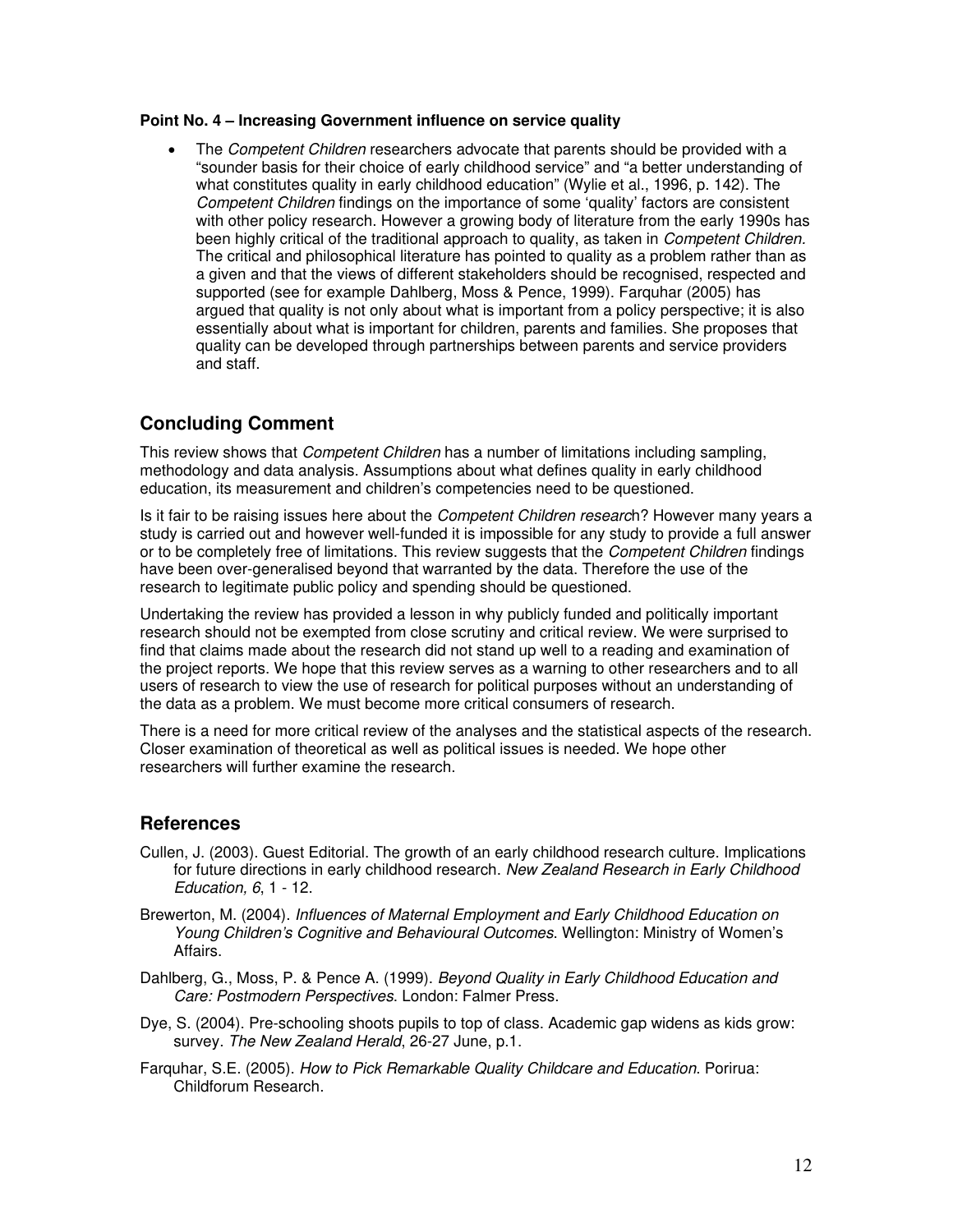**Point No. 4 – Increasing Government influence on service quality**

- The *Competent Children* researchers advocate that parents should be provided with a "sounder basis for their choice of early childhood service" and "a better understanding of what constitutes quality in early childhood education" (Wylie et al., 1996, p. 142). The *Competent Children* findings on the importance of some 'quality' factors are consistent with other policy research. However a growing body of literature from the early 1990s has been highly critical of the traditional approach to quality, as taken in *Competent Children.* The critical and philosophical literature has pointed to quality as a problem rather than as a given and that the views of different stakeholders should be recognised, respected and supported (see for example Dahlberg, Moss & Pence, 1999). Farquhar (2005) has argued that quality is not only about what is important from a policy perspective; it is also essentially about what is important for children, parents and families. She proposes that quality can be developed through partnerships between parents and service providers and staff.

## Concluding Comment

This review shows that *Competent Children* has a number of limitations including sampling, methodology and data analysis. Assumptions about what defines quality in early childhood education, its measurement and children's competencies need to be questioned.

Is it fair to be raising issues here about the *Competent Children research*? However many years a study is carried out and however well-funded it is impossible for any study to provide a full answer or to be completely free of limitations. This review suggests that the *Competent Children* findings have been over-generalised beyond that warranted by the data. Therefore the use of the research to legitimate public policy and spending should be questioned.

Undertaking the review has provided a lesson in why publicly funded and politically important research should not be exempted from close scrutiny and critical review. We were surprised to find that claims made about the research did not stand up well to a reading and examination of the project reports. We hope that this review serves as a warning to other researchers and to all users of research to view the use of research for political purposes without an understanding of the data as a problem. We must become more critical consumers of research.

There is a need for more critical review of the analyses and the statistical aspects of the research. Closer examination of theoretical as well as political issues is needed. We hope other researchers will further examine the research.

## References

Cullen, J. (2003). Guest Editorial. The growth of an early childhood research culture. Implications for future directions in early childhood research. *New Zealand Research in Early Childhood Education, 6*, 1 - 12.

Brewerton, M. (2004). *Influences of Maternal Employment and Early Childhood Education on Young Children's Cognitive and Behavioural Outcomes*. Wellington: Ministry of Women's Affairs.

Dahlberg, G., Moss, P. & Pence A. (1999). *Beyond Quality in Early Childhood Education and Care: Postmodern Perspectives*. London: Falmer Press.

Dye, S. (2004). Pre-schooling shoots pupils to top of class. Academic gap widens as kids grow: survey. *The New Zealand Herald*, 26-27 June, p.1.

Farquhar, S.E. (2005). *How to Pick Remarkable Quality Childcare and Education*. Porirua: Childforum Research.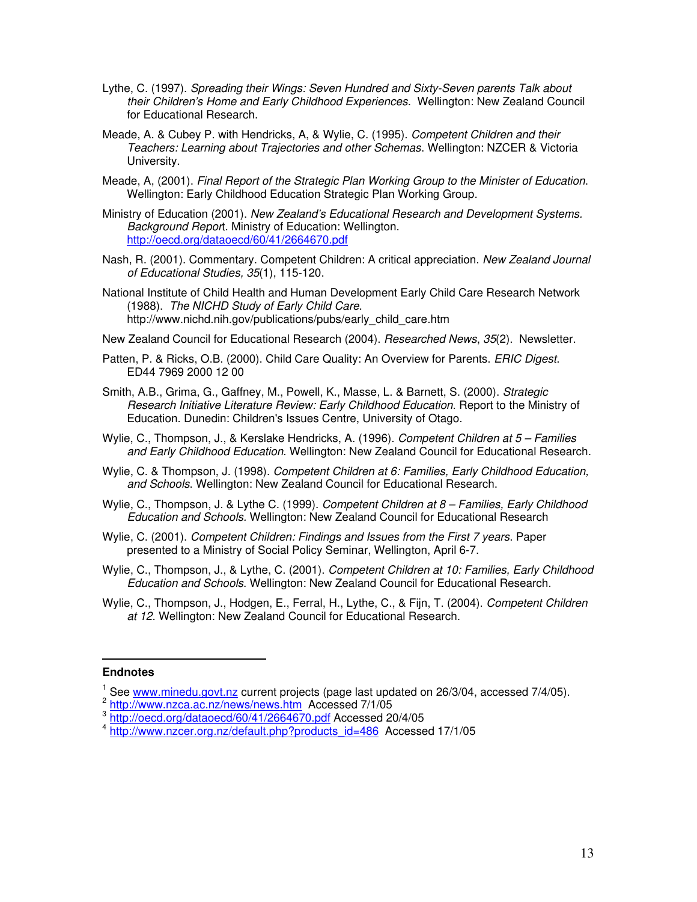Lythe, C. (1997). *Spreading their Wings: Seven Hundred and Sixty-Seven parents Talk about their Children's Home and Early Childhood Experiences*. Wellington: New Zealand Council for Educational Research.

Meade, A. & Cubey P. with Hendricks, A, & Wylie, C. (1995). *Competent Children and their Teachers: Learning about Trajectories and other Schemas*. Wellington: NZCER & Victoria University.

Meade, A, (2001). *Final Report of the Strategic Plan Working Group to the Minister of Education*. Wellington: Early Childhood Education Strategic Plan Working Group.

Ministry of Education (2001). *New Zealand's Educational Research and Development Systems. Background Report*. Ministry of Education: Wellington. http://oecd.org/dataoecd/60/41/2664670.pdf

Nash, R. (2001). Commentary. Competent Children: A critical appreciation. *New Zealand Journal of Educational Studies, 35*(1), 115-120.

National Institute of Child Health and Human Development Early Child Care Research Network (1988). *The NICHD Study of Early Child Care*. http://www.nichd.nih.gov/publications/pubs/early_child_care.htm

New Zealand Council for Educational Research (2004). *Researched News*, *35*(2). Newsletter.

Patten, P. & Ricks, O.B. (2000). Child Care Quality: An Overview for Parents. *ERIC Digest*. ED44 7969 2000 12 00

Smith, A.B., Grima, G., Gaffney, M., Powell, K., Masse, L. & Barnett, S. (2000). *Strategic Research Initiative Literature Review: Early Childhood Education*. Report to the Ministry of Education. Dunedin: Children's Issues Centre, University of Otago.

Wylie, C., Thompson, J., & Kerslake Hendricks, A. (1996). *Competent Children at 5 – Families and Early Childhood Education*. Wellington: New Zealand Council for Educational Research.

Wylie, C. & Thompson, J. (1998). *Competent Children at 6: Families, Early Childhood Education, and Schools*. Wellington: New Zealand Council for Educational Research.

Wylie, C., Thompson, J. & Lythe C. (1999). *Competent Children at 8 – Families, Early Childhood Education and Schools.* Wellington: New Zealand Council for Educational Research

Wylie, C. (2001). *Competent Children: Findings and Issues from the First 7 years*. Paper presented to a Ministry of Social Policy Seminar, Wellington, April 6-7.

Wylie, C., Thompson, J., & Lythe, C. (2001). *Competent Children at 10: Families, Early Childhood Education and Schools*. Wellington: New Zealand Council for Educational Research.

Wylie, C., Thompson, J., Hodgen, E., Ferral, H., Lythe, C., & Fijn, T. (2004). *Competent Children at 12*. Wellington: New Zealand Council for Educational Research.

**Endnotes**

[1] See www.minedu.govt.nz current projects (page last updated on 26/3/04, accessed 7/4/05).
[2] http://www.nzca.ac.nz/news/news.htm Accessed 7/1/05
[3] http://oecd.org/dataoecd/60/41/2664670.pdf Accessed 20/4/05
[4] http://www.nzcer.org.nz/default.php?products_id=486 Accessed 17/1/05